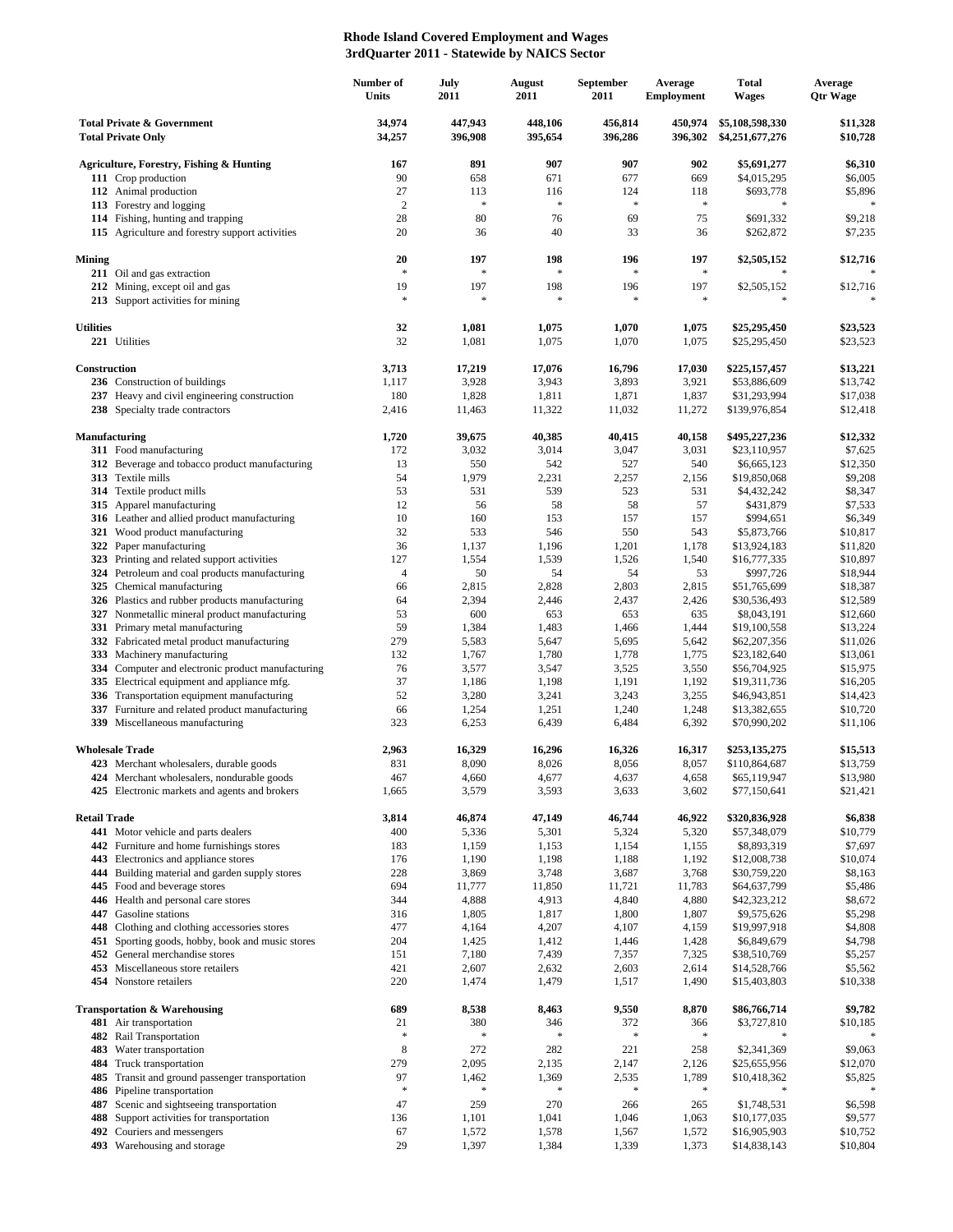**Rhode Island Covered Employment and Wages**
**3rdQuarter 2011 - Statewide by NAICS Sector**

| | Number of Units | July 2011 | August 2011 | September 2011 | Average Employment | Total Wages | Average Qtr Wage |
|---|---|---|---|---|---|---|---|
| **Total Private & Government** | **34,974** | **447,943** | **448,106** | **456,814** | **450,974** | **$5,108,598,330** | **$11,328** |
| **Total Private Only** | **34,257** | **396,908** | **395,654** | **396,286** | **396,302** | **$4,251,677,276** | **$10,728** |
| **Agriculture, Forestry, Fishing & Hunting** | **167** | **891** | **907** | **907** | **902** | **$5,691,277** | **$6,310** |
| **111** Crop production | 90 | 658 | 671 | 677 | 669 | $4,015,295 | $6,005 |
| **112** Animal production | 27 | 113 | 116 | 124 | 118 | $693,778 | $5,896 |
| **113** Forestry and logging | 2 | * | * | * | * | * | * |
| **114** Fishing, hunting and trapping | 28 | 80 | 76 | 69 | 75 | $691,332 | $9,218 |
| **115** Agriculture and forestry support activities | 20 | 36 | 40 | 33 | 36 | $262,872 | $7,235 |
| **Mining** | **20** | **197** | **198** | **196** | **197** | **$2,505,152** | **$12,716** |
| **211** Oil and gas extraction | * | * | * | * | * | * | * |
| **212** Mining, except oil and gas | 19 | 197 | 198 | 196 | 197 | $2,505,152 | $12,716 |
| **213** Support activities for mining | * | * | * | * | * | * | * |
| **Utilities** | **32** | **1,081** | **1,075** | **1,070** | **1,075** | **$25,295,450** | **$23,523** |
| **221** Utilities | 32 | 1,081 | 1,075 | 1,070 | 1,075 | $25,295,450 | $23,523 |
| **Construction** | **3,713** | **17,219** | **17,076** | **16,796** | **17,030** | **$225,157,457** | **$13,221** |
| **236** Construction of buildings | 1,117 | 3,928 | 3,943 | 3,893 | 3,921 | $53,886,609 | $13,742 |
| **237** Heavy and civil engineering construction | 180 | 1,828 | 1,811 | 1,871 | 1,837 | $31,293,994 | $17,038 |
| **238** Specialty trade contractors | 2,416 | 11,463 | 11,322 | 11,032 | 11,272 | $139,976,854 | $12,418 |
| **Manufacturing** | **1,720** | **39,675** | **40,385** | **40,415** | **40,158** | **$495,227,236** | **$12,332** |
| **311** Food manufacturing | 172 | 3,032 | 3,014 | 3,047 | 3,031 | $23,110,957 | $7,625 |
| **312** Beverage and tobacco product manufacturing | 13 | 550 | 542 | 527 | 540 | $6,665,123 | $12,350 |
| **313** Textile mills | 54 | 1,979 | 2,231 | 2,257 | 2,156 | $19,850,068 | $9,208 |
| **314** Textile product mills | 53 | 531 | 539 | 523 | 531 | $4,432,242 | $8,347 |
| **315** Apparel manufacturing | 12 | 56 | 58 | 58 | 57 | $431,879 | $7,533 |
| **316** Leather and allied product manufacturing | 10 | 160 | 153 | 157 | 157 | $994,651 | $6,349 |
| **321** Wood product manufacturing | 32 | 533 | 546 | 550 | 543 | $5,873,766 | $10,817 |
| **322** Paper manufacturing | 36 | 1,137 | 1,196 | 1,201 | 1,178 | $13,924,183 | $11,820 |
| **323** Printing and related support activities | 127 | 1,554 | 1,539 | 1,526 | 1,540 | $16,777,335 | $10,897 |
| **324** Petroleum and coal products manufacturing | 4 | 50 | 54 | 54 | 53 | $997,726 | $18,944 |
| **325** Chemical manufacturing | 66 | 2,815 | 2,828 | 2,803 | 2,815 | $51,765,699 | $18,387 |
| **326** Plastics and rubber products manufacturing | 64 | 2,394 | 2,446 | 2,437 | 2,426 | $30,536,493 | $12,589 |
| **327** Nonmetallic mineral product manufacturing | 53 | 600 | 653 | 653 | 635 | $8,043,191 | $12,660 |
| **331** Primary metal manufacturing | 59 | 1,384 | 1,483 | 1,466 | 1,444 | $19,100,558 | $13,224 |
| **332** Fabricated metal product manufacturing | 279 | 5,583 | 5,647 | 5,695 | 5,642 | $62,207,356 | $11,026 |
| **333** Machinery manufacturing | 132 | 1,767 | 1,780 | 1,778 | 1,775 | $23,182,640 | $13,061 |
| **334** Computer and electronic product manufacturing | 76 | 3,577 | 3,547 | 3,525 | 3,550 | $56,704,925 | $15,975 |
| **335** Electrical equipment and appliance mfg. | 37 | 1,186 | 1,198 | 1,191 | 1,192 | $19,311,736 | $16,205 |
| **336** Transportation equipment manufacturing | 52 | 3,280 | 3,241 | 3,243 | 3,255 | $46,943,851 | $14,423 |
| **337** Furniture and related product manufacturing | 66 | 1,254 | 1,251 | 1,240 | 1,248 | $13,382,655 | $10,720 |
| **339** Miscellaneous manufacturing | 323 | 6,253 | 6,439 | 6,484 | 6,392 | $70,990,202 | $11,106 |
| **Wholesale Trade** | **2,963** | **16,329** | **16,296** | **16,326** | **16,317** | **$253,135,275** | **$15,513** |
| **423** Merchant wholesalers, durable goods | 831 | 8,090 | 8,026 | 8,056 | 8,057 | $110,864,687 | $13,759 |
| **424** Merchant wholesalers, nondurable goods | 467 | 4,660 | 4,677 | 4,637 | 4,658 | $65,119,947 | $13,980 |
| **425** Electronic markets and agents and brokers | 1,665 | 3,579 | 3,593 | 3,633 | 3,602 | $77,150,641 | $21,421 |
| **Retail Trade** | **3,814** | **46,874** | **47,149** | **46,744** | **46,922** | **$320,836,928** | **$6,838** |
| **441** Motor vehicle and parts dealers | 400 | 5,336 | 5,301 | 5,324 | 5,320 | $57,348,079 | $10,779 |
| **442** Furniture and home furnishings stores | 183 | 1,159 | 1,153 | 1,154 | 1,155 | $8,893,319 | $7,697 |
| **443** Electronics and appliance stores | 176 | 1,190 | 1,198 | 1,188 | 1,192 | $12,008,738 | $10,074 |
| **444** Building material and garden supply stores | 228 | 3,869 | 3,748 | 3,687 | 3,768 | $30,759,220 | $8,163 |
| **445** Food and beverage stores | 694 | 11,777 | 11,850 | 11,721 | 11,783 | $64,637,799 | $5,486 |
| **446** Health and personal care stores | 344 | 4,888 | 4,913 | 4,840 | 4,880 | $42,323,212 | $8,672 |
| **447** Gasoline stations | 316 | 1,805 | 1,817 | 1,800 | 1,807 | $9,575,626 | $5,298 |
| **448** Clothing and clothing accessories stores | 477 | 4,164 | 4,207 | 4,107 | 4,159 | $19,997,918 | $4,808 |
| **451** Sporting goods, hobby, book and music stores | 204 | 1,425 | 1,412 | 1,446 | 1,428 | $6,849,679 | $4,798 |
| **452** General merchandise stores | 151 | 7,180 | 7,439 | 7,357 | 7,325 | $38,510,769 | $5,257 |
| **453** Miscellaneous store retailers | 421 | 2,607 | 2,632 | 2,603 | 2,614 | $14,528,766 | $5,562 |
| **454** Nonstore retailers | 220 | 1,474 | 1,479 | 1,517 | 1,490 | $15,403,803 | $10,338 |
| **Transportation & Warehousing** | **689** | **8,538** | **8,463** | **9,550** | **8,870** | **$86,766,714** | **$9,782** |
| **481** Air transportation | 21 | 380 | 346 | 372 | 366 | $3,727,810 | $10,185 |
| **482** Rail Transportation | * | * | * | * | * | * | * |
| **483** Water transportation | 8 | 272 | 282 | 221 | 258 | $2,341,369 | $9,063 |
| **484** Truck transportation | 279 | 2,095 | 2,135 | 2,147 | 2,126 | $25,655,956 | $12,070 |
| **485** Transit and ground passenger transportation | 97 | 1,462 | 1,369 | 2,535 | 1,789 | $10,418,362 | $5,825 |
| **486** Pipeline transportation | * | * | * | * | * | * | * |
| **487** Scenic and sightseeing transportation | 47 | 259 | 270 | 266 | 265 | $1,748,531 | $6,598 |
| **488** Support activities for transportation | 136 | 1,101 | 1,041 | 1,046 | 1,063 | $10,177,035 | $9,577 |
| **492** Couriers and messengers | 67 | 1,572 | 1,578 | 1,567 | 1,572 | $16,905,903 | $10,752 |
| **493** Warehousing and storage | 29 | 1,397 | 1,384 | 1,339 | 1,373 | $14,838,143 | $10,804 |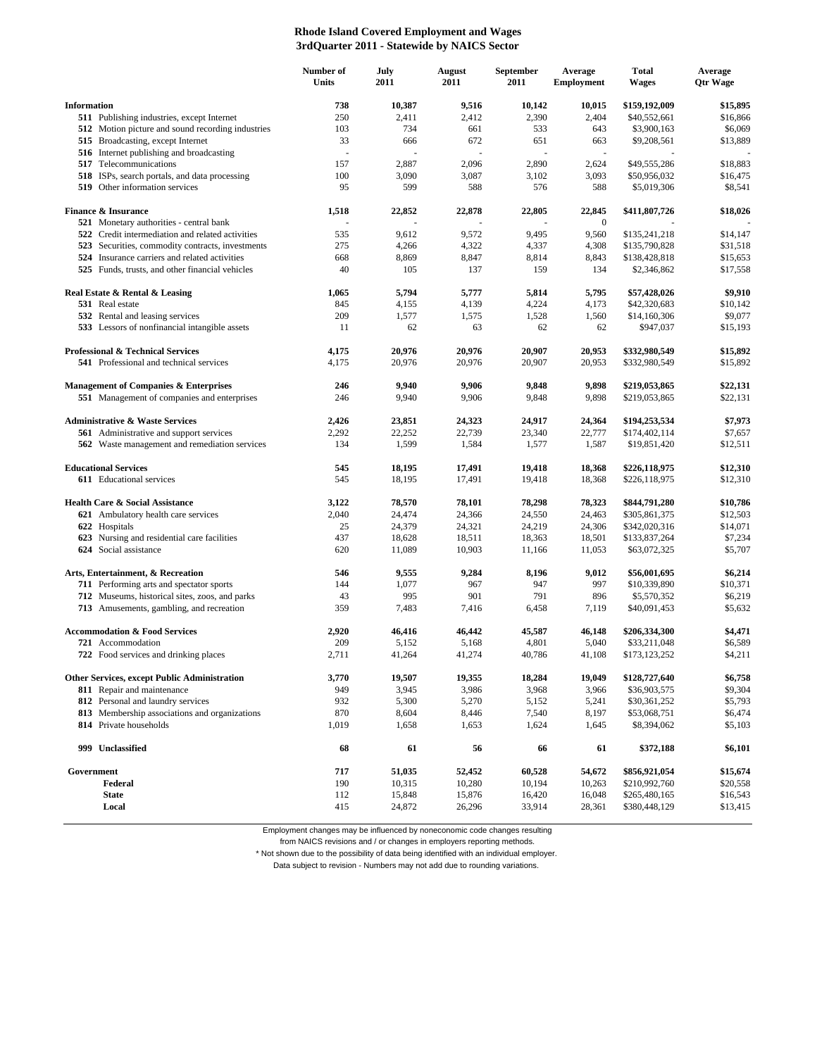## Rhode Island Covered Employment and Wages
## 3rdQuarter 2011 - Statewide by NAICS Sector

| | Number of Units | July 2011 | August 2011 | September 2011 | Average Employment | Total Wages | Average Qtr Wage |
|---|---|---|---|---|---|---|---|
| **Information** | **738** | **10,387** | **9,516** | **10,142** | **10,015** | **$159,192,009** | **$15,895** |
| **511** Publishing industries, except Internet | 250 | 2,411 | 2,412 | 2,390 | 2,404 | $40,552,661 | $16,866 |
| **512** Motion picture and sound recording industries | 103 | 734 | 661 | 533 | 643 | $3,900,163 | $6,069 |
| **515** Broadcasting, except Internet | 33 | 666 | 672 | 651 | 663 | $9,208,561 | $13,889 |
| **516** Internet publishing and broadcasting | - | - | - | - | - | - | - |
| **517** Telecommunications | 157 | 2,887 | 2,096 | 2,890 | 2,624 | $49,555,286 | $18,883 |
| **518** ISPs, search portals, and data processing | 100 | 3,090 | 3,087 | 3,102 | 3,093 | $50,956,032 | $16,475 |
| **519** Other information services | 95 | 599 | 588 | 576 | 588 | $5,019,306 | $8,541 |
| **Finance & Insurance** | **1,518** | **22,852** | **22,878** | **22,805** | **22,845** | **$411,807,726** | **$18,026** |
| **521** Monetary authorities - central bank | - | - | - | - | 0 | - | - |
| **522** Credit intermediation and related activities | 535 | 9,612 | 9,572 | 9,495 | 9,560 | $135,241,218 | $14,147 |
| **523** Securities, commodity contracts, investments | 275 | 4,266 | 4,322 | 4,337 | 4,308 | $135,790,828 | $31,518 |
| **524** Insurance carriers and related activities | 668 | 8,869 | 8,847 | 8,814 | 8,843 | $138,428,818 | $15,653 |
| **525** Funds, trusts, and other financial vehicles | 40 | 105 | 137 | 159 | 134 | $2,346,862 | $17,558 |
| **Real Estate & Rental & Leasing** | **1,065** | **5,794** | **5,777** | **5,814** | **5,795** | **$57,428,026** | **$9,910** |
| **531** Real estate | 845 | 4,155 | 4,139 | 4,224 | 4,173 | $42,320,683 | $10,142 |
| **532** Rental and leasing services | 209 | 1,577 | 1,575 | 1,528 | 1,560 | $14,160,306 | $9,077 |
| **533** Lessors of nonfinancial intangible assets | 11 | 62 | 63 | 62 | 62 | $947,037 | $15,193 |
| **Professional & Technical Services** | **4,175** | **20,976** | **20,976** | **20,907** | **20,953** | **$332,980,549** | **$15,892** |
| **541** Professional and technical services | 4,175 | 20,976 | 20,976 | 20,907 | 20,953 | $332,980,549 | $15,892 |
| **Management of Companies & Enterprises** | **246** | **9,940** | **9,906** | **9,848** | **9,898** | **$219,053,865** | **$22,131** |
| **551** Management of companies and enterprises | 246 | 9,940 | 9,906 | 9,848 | 9,898 | $219,053,865 | $22,131 |
| **Administrative & Waste Services** | **2,426** | **23,851** | **24,323** | **24,917** | **24,364** | **$194,253,534** | **$7,973** |
| **561** Administrative and support services | 2,292 | 22,252 | 22,739 | 23,340 | 22,777 | $174,402,114 | $7,657 |
| **562** Waste management and remediation services | 134 | 1,599 | 1,584 | 1,577 | 1,587 | $19,851,420 | $12,511 |
| **Educational Services** | **545** | **18,195** | **17,491** | **19,418** | **18,368** | **$226,118,975** | **$12,310** |
| **611** Educational services | 545 | 18,195 | 17,491 | 19,418 | 18,368 | $226,118,975 | $12,310 |
| **Health Care & Social Assistance** | **3,122** | **78,570** | **78,101** | **78,298** | **78,323** | **$844,791,280** | **$10,786** |
| **621** Ambulatory health care services | 2,040 | 24,474 | 24,366 | 24,550 | 24,463 | $305,861,375 | $12,503 |
| **622** Hospitals | 25 | 24,379 | 24,321 | 24,219 | 24,306 | $342,020,316 | $14,071 |
| **623** Nursing and residential care facilities | 437 | 18,628 | 18,511 | 18,363 | 18,501 | $133,837,264 | $7,234 |
| **624** Social assistance | 620 | 11,089 | 10,903 | 11,166 | 11,053 | $63,072,325 | $5,707 |
| **Arts, Entertainment, & Recreation** | **546** | **9,555** | **9,284** | **8,196** | **9,012** | **$56,001,695** | **$6,214** |
| **711** Performing arts and spectator sports | 144 | 1,077 | 967 | 947 | 997 | $10,339,890 | $10,371 |
| **712** Museums, historical sites, zoos, and parks | 43 | 995 | 901 | 791 | 896 | $5,570,352 | $6,219 |
| **713** Amusements, gambling, and recreation | 359 | 7,483 | 7,416 | 6,458 | 7,119 | $40,091,453 | $5,632 |
| **Accommodation & Food Services** | **2,920** | **46,416** | **46,442** | **45,587** | **46,148** | **$206,334,300** | **$4,471** |
| **721** Accommodation | 209 | 5,152 | 5,168 | 4,801 | 5,040 | $33,211,048 | $6,589 |
| **722** Food services and drinking places | 2,711 | 41,264 | 41,274 | 40,786 | 41,108 | $173,123,252 | $4,211 |
| **Other Services, except Public Administration** | **3,770** | **19,507** | **19,355** | **18,284** | **19,049** | **$128,727,640** | **$6,758** |
| **811** Repair and maintenance | 949 | 3,945 | 3,986 | 3,968 | 3,966 | $36,903,575 | $9,304 |
| **812** Personal and laundry services | 932 | 5,300 | 5,270 | 5,152 | 5,241 | $30,361,252 | $5,793 |
| **813** Membership associations and organizations | 870 | 8,604 | 8,446 | 7,540 | 8,197 | $53,068,751 | $6,474 |
| **814** Private households | 1,019 | 1,658 | 1,653 | 1,624 | 1,645 | $8,394,062 | $5,103 |
| **999 Unclassified** | **68** | **61** | **56** | **66** | **61** | **$372,188** | **$6,101** |
| **Government** | **717** | **51,035** | **52,452** | **60,528** | **54,672** | **$856,921,054** | **$15,674** |
| **Federal** | 190 | 10,315 | 10,280 | 10,194 | 10,263 | $210,992,760 | $20,558 |
| **State** | 112 | 15,848 | 15,876 | 16,420 | 16,048 | $265,480,165 | $16,543 |
| **Local** | 415 | 24,872 | 26,296 | 33,914 | 28,361 | $380,448,129 | $13,415 |

Employment changes may be influenced by noneconomic code changes resulting from NAICS revisions and / or changes in employers reporting methods.

* Not shown due to the possibility of data being identified with an individual employer.

Data subject to revision - Numbers may not add due to rounding variations.